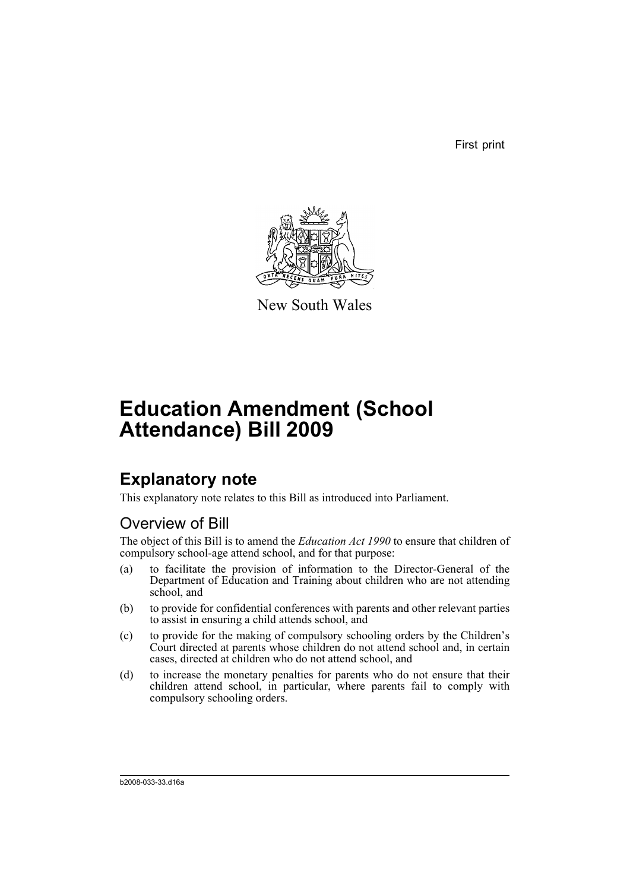First print

New South Wales

# Education Amendment (School Attendance) Bill 2009

## Explanatory note

This explanatory note relates to this Bill as introduced into Parliament.

### Overview of Bill

The object of this Bill is to amend the *Education Act 1990* to ensure that children of compulsory school-age attend school, and for that purpose:

(a) to facilitate the provision of information to the Director-General of the Department of Education and Training about children who are not attending school, and

(b) to provide for confidential conferences with parents and other relevant parties to assist in ensuring a child attends school, and

(c) to provide for the making of compulsory schooling orders by the Children's Court directed at parents whose children do not attend school and, in certain cases, directed at children who do not attend school, and

(d) to increase the monetary penalties for parents who do not ensure that their children attend school, in particular, where parents fail to comply with compulsory schooling orders.

b2008-033-33.d16a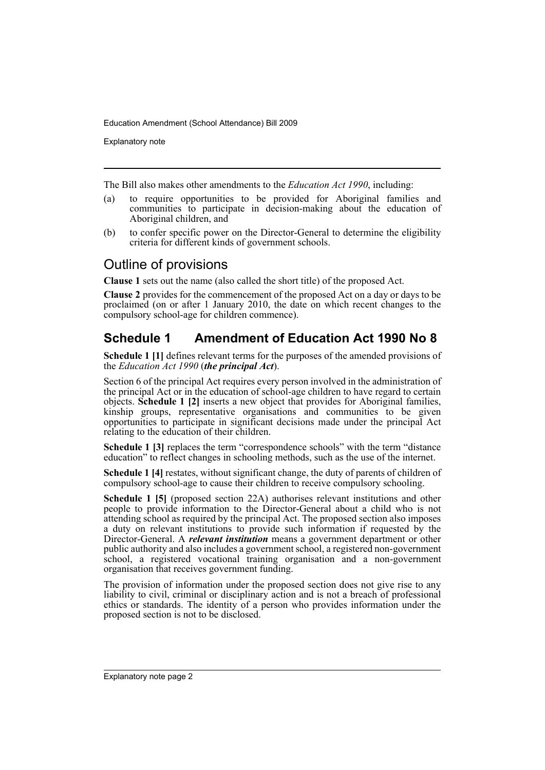The Bill also makes other amendments to the *Education Act 1990*, including:

(a) to require opportunities to be provided for Aboriginal families and communities to participate in decision-making about the education of Aboriginal children, and

(b) to confer specific power on the Director-General to determine the eligibility criteria for different kinds of government schools.

## Outline of provisions

**Clause 1** sets out the name (also called the short title) of the proposed Act.

**Clause 2** provides for the commencement of the proposed Act on a day or days to be proclaimed (on or after 1 January 2010, the date on which recent changes to the compulsory school-age for children commence).

## Schedule 1 Amendment of Education Act 1990 No 8

**Schedule 1 [1]** defines relevant terms for the purposes of the amended provisions of the *Education Act 1990* (***the principal Act***).

Section 6 of the principal Act requires every person involved in the administration of the principal Act or in the education of school-age children to have regard to certain objects. **Schedule 1 [2]** inserts a new object that provides for Aboriginal families, kinship groups, representative organisations and communities to be given opportunities to participate in significant decisions made under the principal Act relating to the education of their children.

**Schedule 1 [3]** replaces the term "correspondence schools" with the term "distance education" to reflect changes in schooling methods, such as the use of the internet.

**Schedule 1 [4]** restates, without significant change, the duty of parents of children of compulsory school-age to cause their children to receive compulsory schooling.

**Schedule 1 [5]** (proposed section 22A) authorises relevant institutions and other people to provide information to the Director-General about a child who is not attending school as required by the principal Act. The proposed section also imposes a duty on relevant institutions to provide such information if requested by the Director-General. A ***relevant institution*** means a government department or other public authority and also includes a government school, a registered non-government school, a registered vocational training organisation and a non-government organisation that receives government funding.

The provision of information under the proposed section does not give rise to any liability to civil, criminal or disciplinary action and is not a breach of professional ethics or standards. The identity of a person who provides information under the proposed section is not to be disclosed.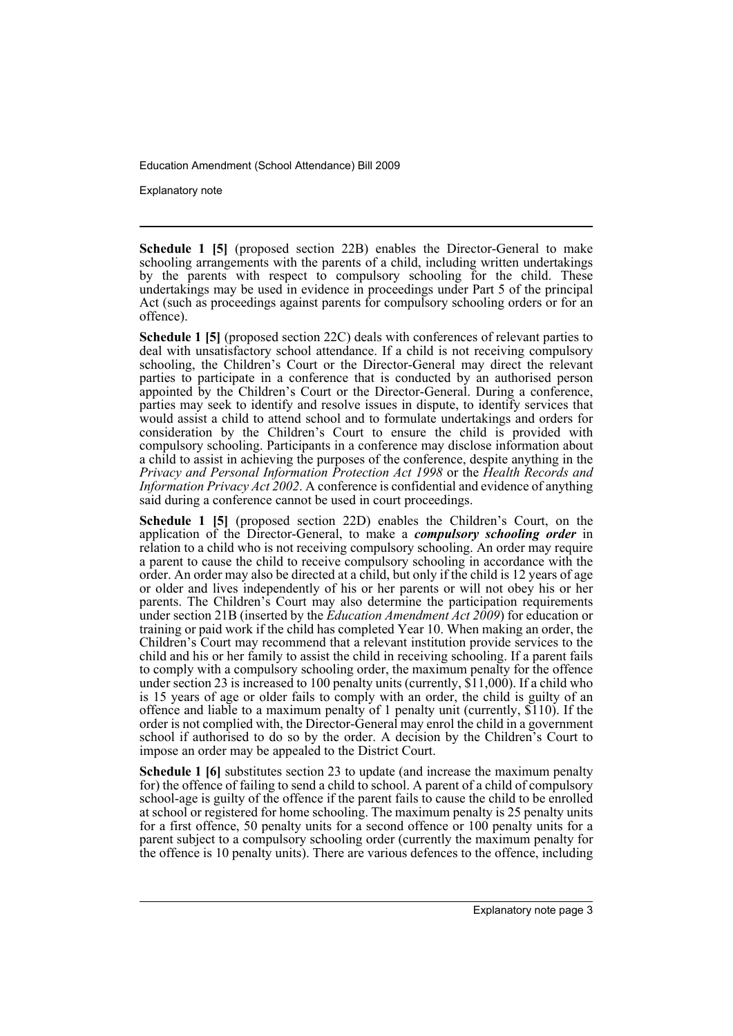**Schedule 1 [5]** (proposed section 22B) enables the Director-General to make schooling arrangements with the parents of a child, including written undertakings by the parents with respect to compulsory schooling for the child. These undertakings may be used in evidence in proceedings under Part 5 of the principal Act (such as proceedings against parents for compulsory schooling orders or for an offence).

**Schedule 1 [5]** (proposed section 22C) deals with conferences of relevant parties to deal with unsatisfactory school attendance. If a child is not receiving compulsory schooling, the Children's Court or the Director-General may direct the relevant parties to participate in a conference that is conducted by an authorised person appointed by the Children's Court or the Director-General. During a conference, parties may seek to identify and resolve issues in dispute, to identify services that would assist a child to attend school and to formulate undertakings and orders for consideration by the Children's Court to ensure the child is provided with compulsory schooling. Participants in a conference may disclose information about a child to assist in achieving the purposes of the conference, despite anything in the *Privacy and Personal Information Protection Act 1998* or the *Health Records and Information Privacy Act 2002*. A conference is confidential and evidence of anything said during a conference cannot be used in court proceedings.

**Schedule 1 [5]** (proposed section 22D) enables the Children's Court, on the application of the Director-General, to make a ***compulsory schooling order*** in relation to a child who is not receiving compulsory schooling. An order may require a parent to cause the child to receive compulsory schooling in accordance with the order. An order may also be directed at a child, but only if the child is 12 years of age or older and lives independently of his or her parents or will not obey his or her parents. The Children's Court may also determine the participation requirements under section 21B (inserted by the *Education Amendment Act 2009*) for education or training or paid work if the child has completed Year 10. When making an order, the Children's Court may recommend that a relevant institution provide services to the child and his or her family to assist the child in receiving schooling. If a parent fails to comply with a compulsory schooling order, the maximum penalty for the offence under section 23 is increased to 100 penalty units (currently, $11,000). If a child who is 15 years of age or older fails to comply with an order, the child is guilty of an offence and liable to a maximum penalty of 1 penalty unit (currently, $110). If the order is not complied with, the Director-General may enrol the child in a government school if authorised to do so by the order. A decision by the Children's Court to impose an order may be appealed to the District Court.

**Schedule 1 [6]** substitutes section 23 to update (and increase the maximum penalty for) the offence of failing to send a child to school. A parent of a child of compulsory school-age is guilty of the offence if the parent fails to cause the child to be enrolled at school or registered for home schooling. The maximum penalty is 25 penalty units for a first offence, 50 penalty units for a second offence or 100 penalty units for a parent subject to a compulsory schooling order (currently the maximum penalty for the offence is 10 penalty units). There are various defences to the offence, including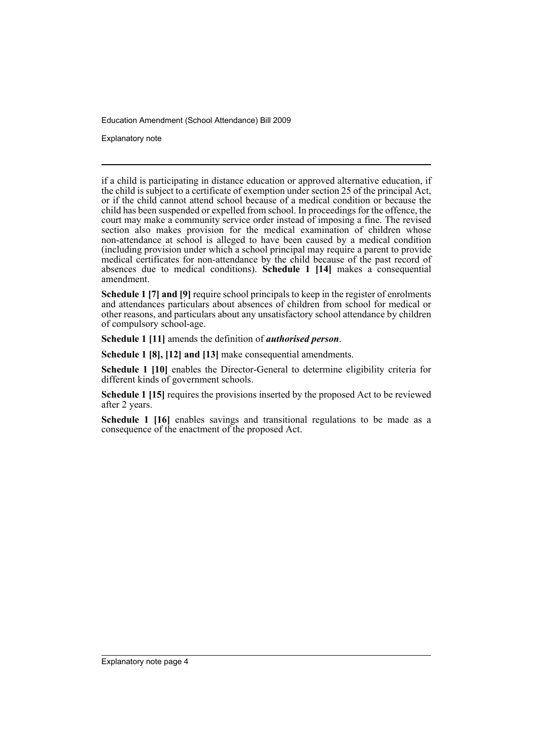if a child is participating in distance education or approved alternative education, if the child is subject to a certificate of exemption under section 25 of the principal Act, or if the child cannot attend school because of a medical condition or because the child has been suspended or expelled from school. In proceedings for the offence, the court may make a community service order instead of imposing a fine. The revised section also makes provision for the medical examination of children whose non-attendance at school is alleged to have been caused by a medical condition (including provision under which a school principal may require a parent to provide medical certificates for non-attendance by the child because of the past record of absences due to medical conditions). **Schedule 1 [14]** makes a consequential amendment.

**Schedule 1 [7] and [9]** require school principals to keep in the register of enrolments and attendances particulars about absences of children from school for medical or other reasons, and particulars about any unsatisfactory school attendance by children of compulsory school-age.

**Schedule 1 [11]** amends the definition of ***authorised person***.

**Schedule 1 [8], [12] and [13]** make consequential amendments.

**Schedule 1 [10]** enables the Director-General to determine eligibility criteria for different kinds of government schools.

**Schedule 1 [15]** requires the provisions inserted by the proposed Act to be reviewed after 2 years.

**Schedule 1 [16]** enables savings and transitional regulations to be made as a consequence of the enactment of the proposed Act.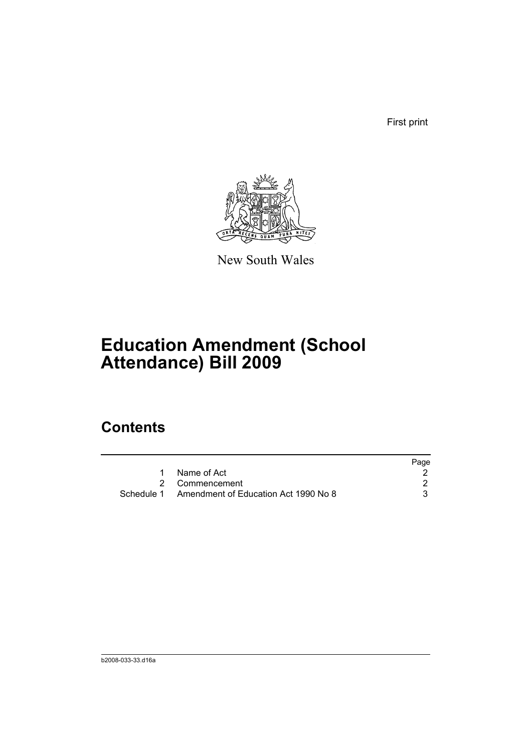First print

New South Wales

# Education Amendment (School Attendance) Bill 2009

## Contents

| | | Page |
|---|---|---|
| 1 | Name of Act | 2 |
| 2 | Commencement | 2 |
| Schedule 1 | Amendment of Education Act 1990 No 8 | 3 |

b2008-033-33.d16a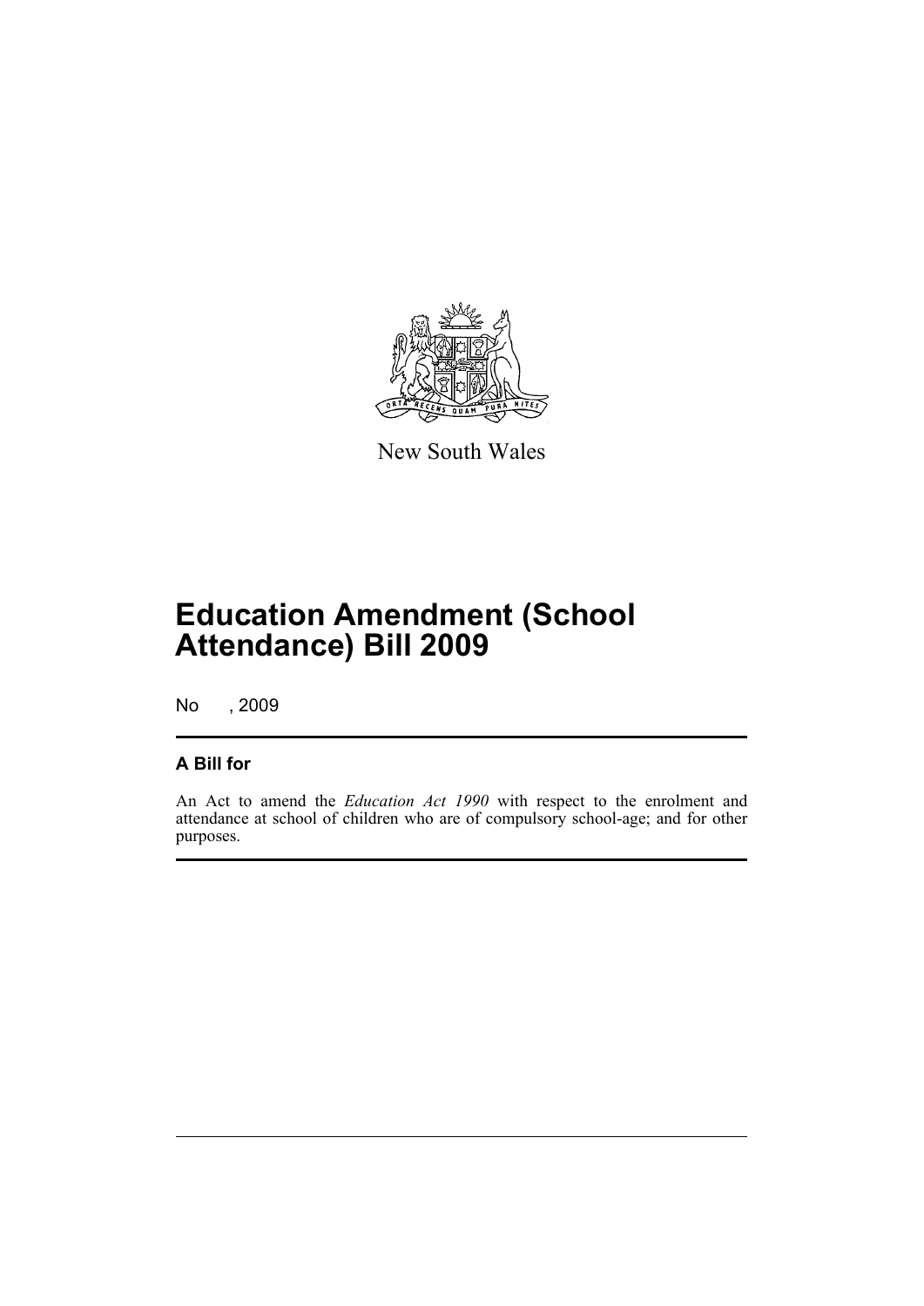New South Wales

# Education Amendment (School Attendance) Bill 2009

No , 2009

## A Bill for

An Act to amend the *Education Act 1990* with respect to the enrolment and attendance at school of children who are of compulsory school-age; and for other purposes.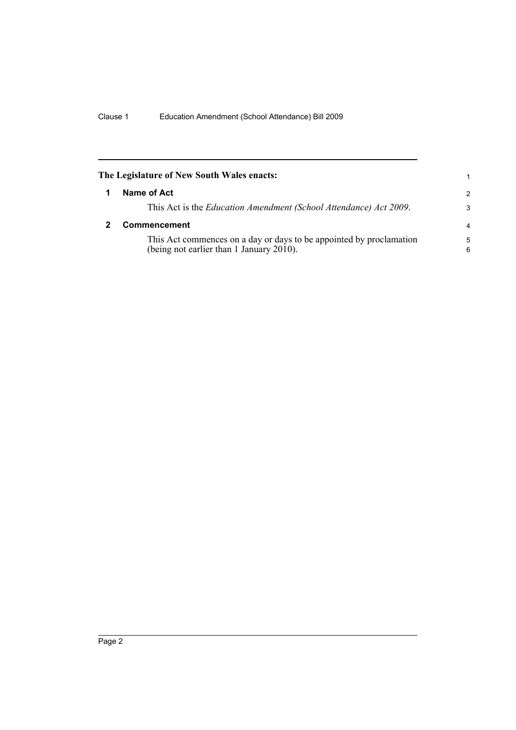**The Legislature of New South Wales enacts:**

## 1 Name of Act

This Act is the *Education Amendment (School Attendance) Act 2009*.

## 2 Commencement

This Act commences on a day or days to be appointed by proclamation (being not earlier than 1 January 2010).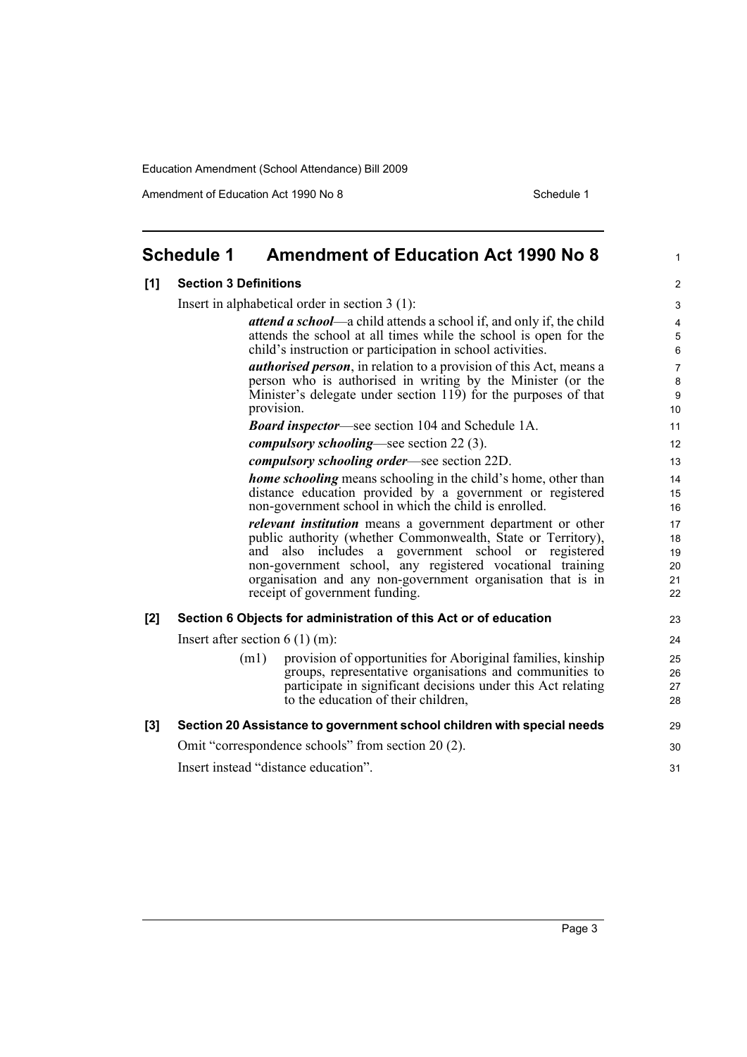# Schedule 1 Amendment of Education Act 1990 No 8

## [1] Section 3 Definitions

Insert in alphabetical order in section 3 (1):

> ***attend a school***—a child attends a school if, and only if, the child attends the school at all times while the school is open for the child's instruction or participation in school activities.
>
> ***authorised person***, in relation to a provision of this Act, means a person who is authorised in writing by the Minister (or the Minister's delegate under section 119) for the purposes of that provision.
>
> ***Board inspector***—see section 104 and Schedule 1A.
>
> ***compulsory schooling***—see section 22 (3).
>
> ***compulsory schooling order***—see section 22D.
>
> ***home schooling*** means schooling in the child's home, other than distance education provided by a government or registered non-government school in which the child is enrolled.
>
> ***relevant institution*** means a government department or other public authority (whether Commonwealth, State or Territory), and also includes a government school or registered non-government school, any registered vocational training organisation and any non-government organisation that is in receipt of government funding.

## [2] Section 6 Objects for administration of this Act or of education

Insert after section 6 (1) (m):

> (m1) provision of opportunities for Aboriginal families, kinship groups, representative organisations and communities to participate in significant decisions under this Act relating to the education of their children,

## [3] Section 20 Assistance to government school children with special needs

Omit "correspondence schools" from section 20 (2).

Insert instead "distance education".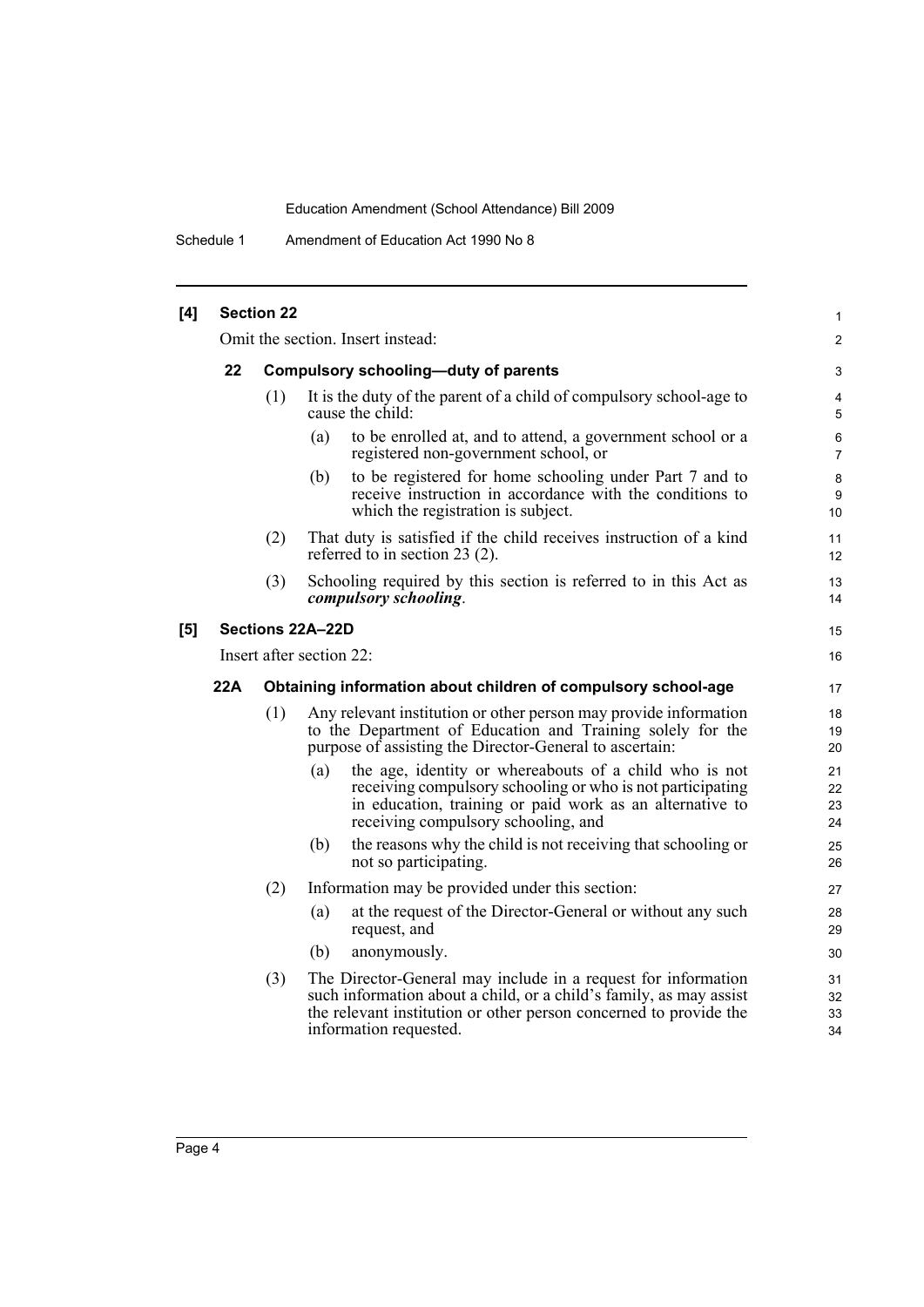**[4] Section 22**

Omit the section. Insert instead:

**22 Compulsory schooling—duty of parents**

(1) It is the duty of the parent of a child of compulsory school-age to cause the child:

(a) to be enrolled at, and to attend, a government school or a registered non-government school, or

(b) to be registered for home schooling under Part 7 and to receive instruction in accordance with the conditions to which the registration is subject.

(2) That duty is satisfied if the child receives instruction of a kind referred to in section 23 (2).

(3) Schooling required by this section is referred to in this Act as ***compulsory schooling***.

**[5] Sections 22A–22D**

Insert after section 22:

**22A Obtaining information about children of compulsory school-age**

(1) Any relevant institution or other person may provide information to the Department of Education and Training solely for the purpose of assisting the Director-General to ascertain:

(a) the age, identity or whereabouts of a child who is not receiving compulsory schooling or who is not participating in education, training or paid work as an alternative to receiving compulsory schooling, and

(b) the reasons why the child is not receiving that schooling or not so participating.

(2) Information may be provided under this section:

(a) at the request of the Director-General or without any such request, and

(b) anonymously.

(3) The Director-General may include in a request for information such information about a child, or a child's family, as may assist the relevant institution or other person concerned to provide the information requested.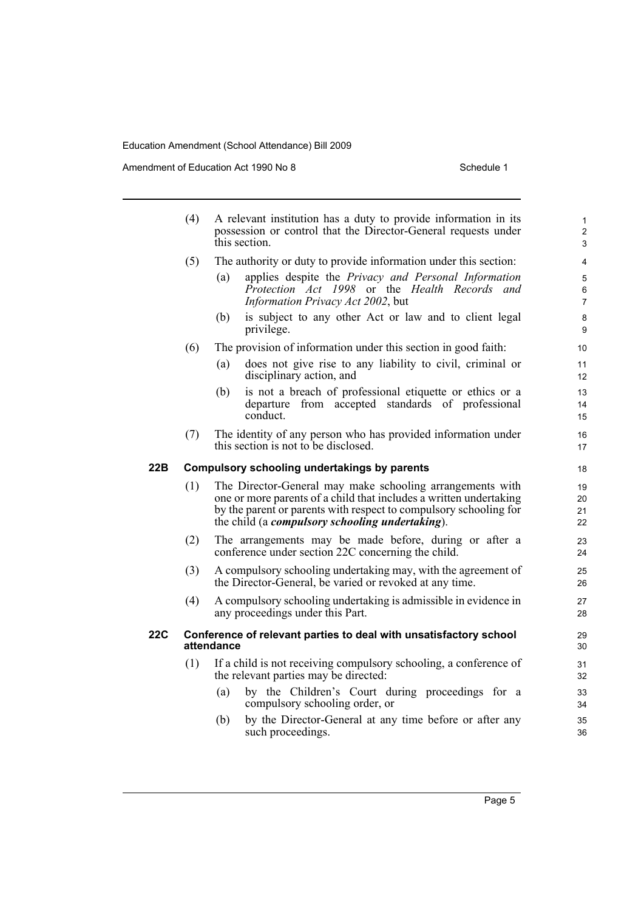(4) A relevant institution has a duty to provide information in its possession or control that the Director-General requests under this section.

(5) The authority or duty to provide information under this section:

- (a) applies despite the *Privacy and Personal Information Protection Act 1998* or the *Health Records and Information Privacy Act 2002*, but
- (b) is subject to any other Act or law and to client legal privilege.

(6) The provision of information under this section in good faith:

- (a) does not give rise to any liability to civil, criminal or disciplinary action, and
- (b) is not a breach of professional etiquette or ethics or a departure from accepted standards of professional conduct.

(7) The identity of any person who has provided information under this section is not to be disclosed.

### 22B Compulsory schooling undertakings by parents

(1) The Director-General may make schooling arrangements with one or more parents of a child that includes a written undertaking by the parent or parents with respect to compulsory schooling for the child (a ***compulsory schooling undertaking***).

(2) The arrangements may be made before, during or after a conference under section 22C concerning the child.

(3) A compulsory schooling undertaking may, with the agreement of the Director-General, be varied or revoked at any time.

(4) A compulsory schooling undertaking is admissible in evidence in any proceedings under this Part.

### 22C Conference of relevant parties to deal with unsatisfactory school attendance

(1) If a child is not receiving compulsory schooling, a conference of the relevant parties may be directed:

- (a) by the Children's Court during proceedings for a compulsory schooling order, or
- (b) by the Director-General at any time before or after any such proceedings.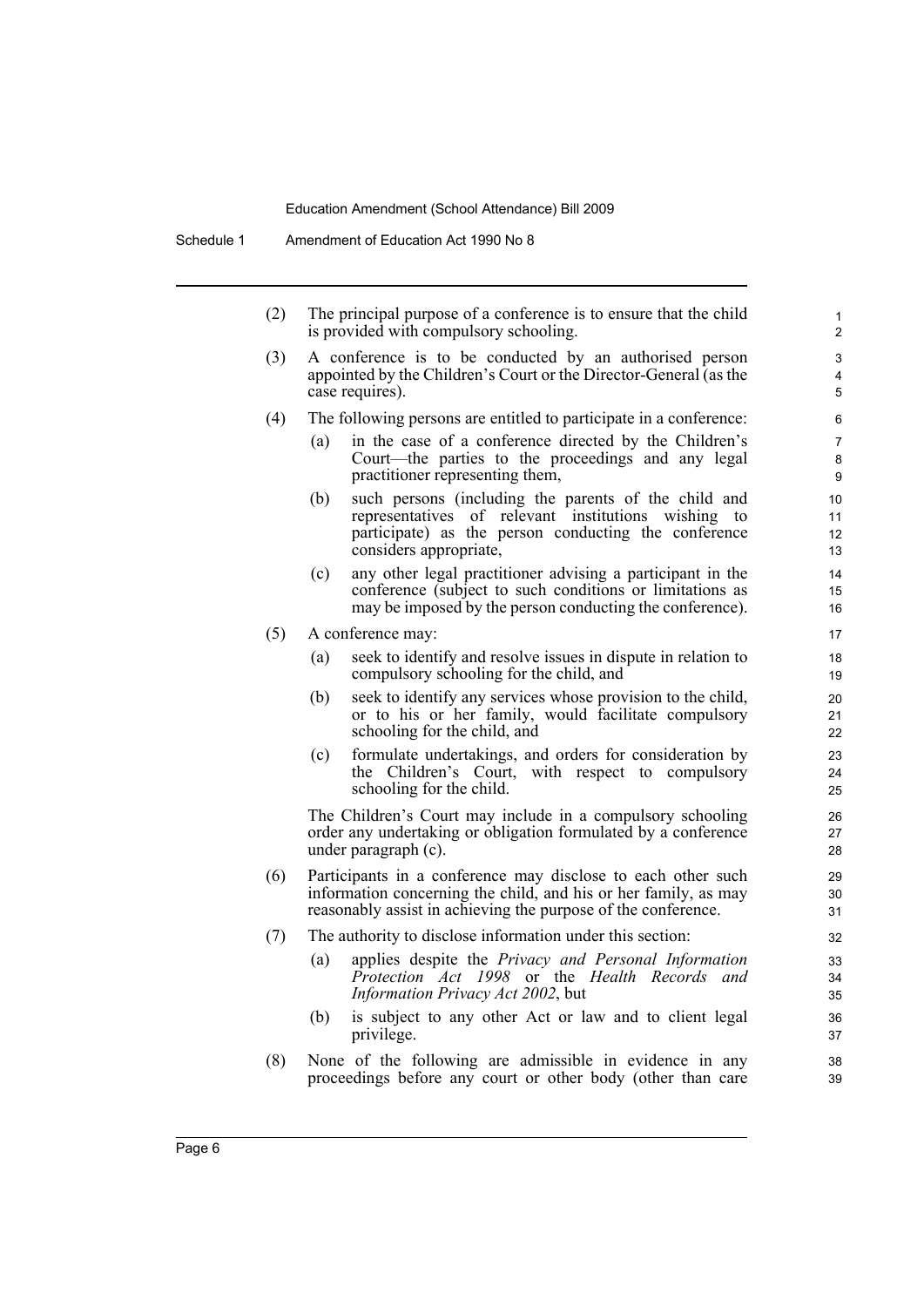(2) The principal purpose of a conference is to ensure that the child is provided with compulsory schooling.

(3) A conference is to be conducted by an authorised person appointed by the Children's Court or the Director-General (as the case requires).

(4) The following persons are entitled to participate in a conference:

- (a) in the case of a conference directed by the Children's Court—the parties to the proceedings and any legal practitioner representing them,
- (b) such persons (including the parents of the child and representatives of relevant institutions wishing to participate) as the person conducting the conference considers appropriate,
- (c) any other legal practitioner advising a participant in the conference (subject to such conditions or limitations as may be imposed by the person conducting the conference).

(5) A conference may:

- (a) seek to identify and resolve issues in dispute in relation to compulsory schooling for the child, and
- (b) seek to identify any services whose provision to the child, or to his or her family, would facilitate compulsory schooling for the child, and
- (c) formulate undertakings, and orders for consideration by the Children's Court, with respect to compulsory schooling for the child.

The Children's Court may include in a compulsory schooling order any undertaking or obligation formulated by a conference under paragraph (c).

(6) Participants in a conference may disclose to each other such information concerning the child, and his or her family, as may reasonably assist in achieving the purpose of the conference.

(7) The authority to disclose information under this section:

- (a) applies despite the *Privacy and Personal Information Protection Act 1998* or the *Health Records and Information Privacy Act 2002*, but
- (b) is subject to any other Act or law and to client legal privilege.

(8) None of the following are admissible in evidence in any proceedings before any court or other body (other than care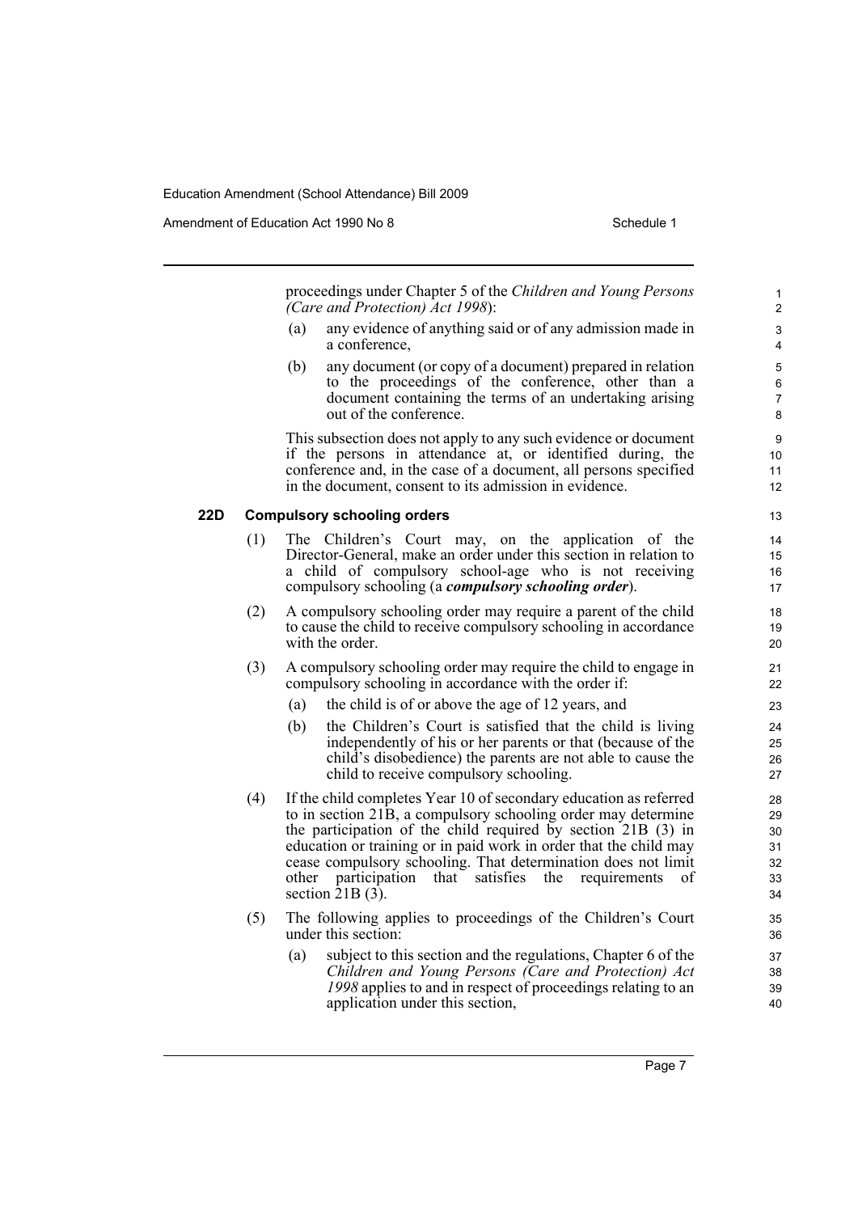proceedings under Chapter 5 of the *Children and Young Persons (Care and Protection) Act 1998*):

(a) any evidence of anything said or of any admission made in a conference,

(b) any document (or copy of a document) prepared in relation to the proceedings of the conference, other than a document containing the terms of an undertaking arising out of the conference.

This subsection does not apply to any such evidence or document if the persons in attendance at, or identified during, the conference and, in the case of a document, all persons specified in the document, consent to its admission in evidence.

### 22D Compulsory schooling orders

(1) The Children's Court may, on the application of the Director-General, make an order under this section in relation to a child of compulsory school-age who is not receiving compulsory schooling (a ***compulsory schooling order***).

(2) A compulsory schooling order may require a parent of the child to cause the child to receive compulsory schooling in accordance with the order.

(3) A compulsory schooling order may require the child to engage in compulsory schooling in accordance with the order if:

(a) the child is of or above the age of 12 years, and

(b) the Children's Court is satisfied that the child is living independently of his or her parents or that (because of the child's disobedience) the parents are not able to cause the child to receive compulsory schooling.

(4) If the child completes Year 10 of secondary education as referred to in section 21B, a compulsory schooling order may determine the participation of the child required by section 21B (3) in education or training or in paid work in order that the child may cease compulsory schooling. That determination does not limit other participation that satisfies the requirements of section 21B (3).

(5) The following applies to proceedings of the Children's Court under this section:

(a) subject to this section and the regulations, Chapter 6 of the *Children and Young Persons (Care and Protection) Act 1998* applies to and in respect of proceedings relating to an application under this section,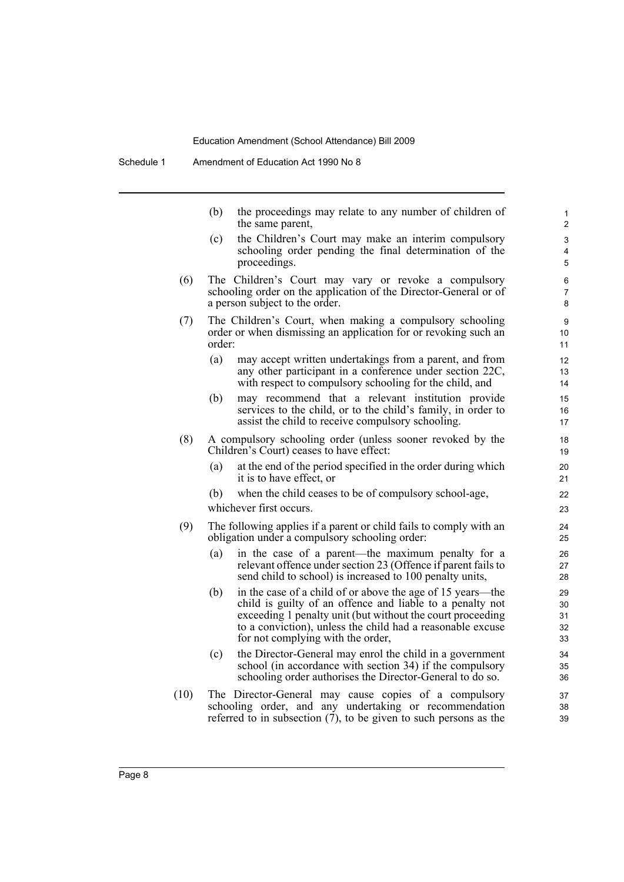(b) the proceedings may relate to any number of children of the same parent,

(c) the Children's Court may make an interim compulsory schooling order pending the final determination of the proceedings.

(6) The Children's Court may vary or revoke a compulsory schooling order on the application of the Director-General or of a person subject to the order.

(7) The Children's Court, when making a compulsory schooling order or when dismissing an application for or revoking such an order:

(a) may accept written undertakings from a parent, and from any other participant in a conference under section 22C, with respect to compulsory schooling for the child, and

(b) may recommend that a relevant institution provide services to the child, or to the child's family, in order to assist the child to receive compulsory schooling.

(8) A compulsory schooling order (unless sooner revoked by the Children's Court) ceases to have effect:

(a) at the end of the period specified in the order during which it is to have effect, or

(b) when the child ceases to be of compulsory school-age,

whichever first occurs.

(9) The following applies if a parent or child fails to comply with an obligation under a compulsory schooling order:

(a) in the case of a parent—the maximum penalty for a relevant offence under section 23 (Offence if parent fails to send child to school) is increased to 100 penalty units,

(b) in the case of a child of or above the age of 15 years—the child is guilty of an offence and liable to a penalty not exceeding 1 penalty unit (but without the court proceeding to a conviction), unless the child had a reasonable excuse for not complying with the order,

(c) the Director-General may enrol the child in a government school (in accordance with section 34) if the compulsory schooling order authorises the Director-General to do so.

(10) The Director-General may cause copies of a compulsory schooling order, and any undertaking or recommendation referred to in subsection (7), to be given to such persons as the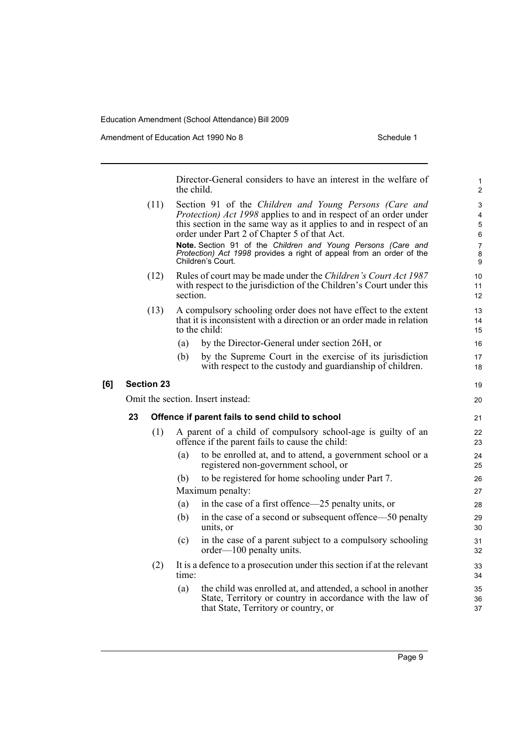Director-General considers to have an interest in the welfare of the child.

(11) Section 91 of the *Children and Young Persons (Care and Protection) Act 1998* applies to and in respect of an order under this section in the same way as it applies to and in respect of an order under Part 2 of Chapter 5 of that Act.

**Note.** Section 91 of the *Children and Young Persons (Care and Protection) Act 1998* provides a right of appeal from an order of the Children's Court.

(12) Rules of court may be made under the *Children's Court Act 1987* with respect to the jurisdiction of the Children's Court under this section.

(13) A compulsory schooling order does not have effect to the extent that it is inconsistent with a direction or an order made in relation to the child:

- (a) by the Director-General under section 26H, or
- (b) by the Supreme Court in the exercise of its jurisdiction with respect to the custody and guardianship of children.

### [6] Section 23

Omit the section. Insert instead:

#### 23 Offence if parent fails to send child to school

(1) A parent of a child of compulsory school-age is guilty of an offence if the parent fails to cause the child:

- (a) to be enrolled at, and to attend, a government school or a registered non-government school, or
- (b) to be registered for home schooling under Part 7.

Maximum penalty:

- (a) in the case of a first offence—25 penalty units, or
- (b) in the case of a second or subsequent offence—50 penalty units, or
- (c) in the case of a parent subject to a compulsory schooling order—100 penalty units.

(2) It is a defence to a prosecution under this section if at the relevant time:

- (a) the child was enrolled at, and attended, a school in another State, Territory or country in accordance with the law of that State, Territory or country, or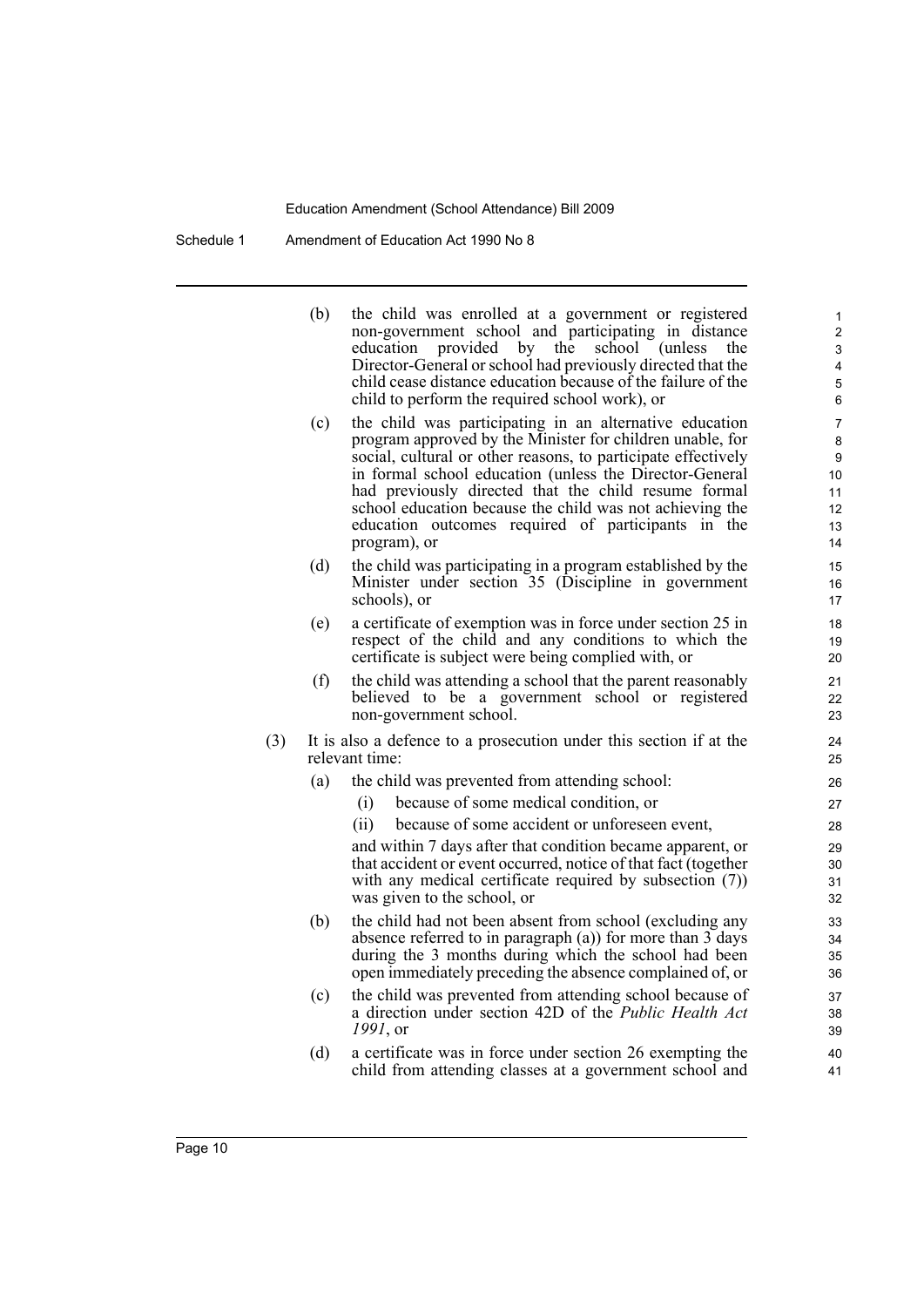(b) the child was enrolled at a government or registered non-government school and participating in distance education provided by the school (unless the Director-General or school had previously directed that the child cease distance education because of the failure of the child to perform the required school work), or

(c) the child was participating in an alternative education program approved by the Minister for children unable, for social, cultural or other reasons, to participate effectively in formal school education (unless the Director-General had previously directed that the child resume formal school education because the child was not achieving the education outcomes required of participants in the program), or

(d) the child was participating in a program established by the Minister under section 35 (Discipline in government schools), or

(e) a certificate of exemption was in force under section 25 in respect of the child and any conditions to which the certificate is subject were being complied with, or

(f) the child was attending a school that the parent reasonably believed to be a government school or registered non-government school.

(3) It is also a defence to a prosecution under this section if at the relevant time:

(a) the child was prevented from attending school:

(i) because of some medical condition, or

(ii) because of some accident or unforeseen event,

and within 7 days after that condition became apparent, or that accident or event occurred, notice of that fact (together with any medical certificate required by subsection (7)) was given to the school, or

(b) the child had not been absent from school (excluding any absence referred to in paragraph (a)) for more than 3 days during the 3 months during which the school had been open immediately preceding the absence complained of, or

(c) the child was prevented from attending school because of a direction under section 42D of the *Public Health Act 1991*, or

(d) a certificate was in force under section 26 exempting the child from attending classes at a government school and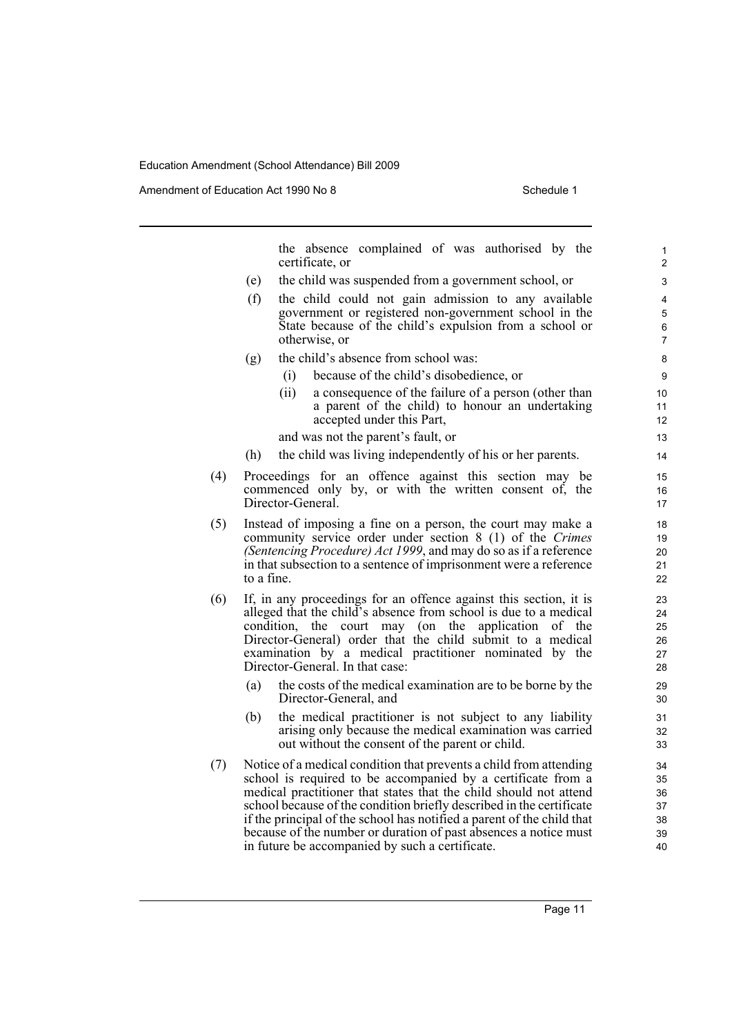the absence complained of was authorised by the certificate, or

(e) the child was suspended from a government school, or

(f) the child could not gain admission to any available government or registered non-government school in the State because of the child's expulsion from a school or otherwise, or

(g) the child's absence from school was:

  (i) because of the child's disobedience, or

  (ii) a consequence of the failure of a person (other than a parent of the child) to honour an undertaking accepted under this Part,

  and was not the parent's fault, or

(h) the child was living independently of his or her parents.

(4) Proceedings for an offence against this section may be commenced only by, or with the written consent of, the Director-General.

(5) Instead of imposing a fine on a person, the court may make a community service order under section 8 (1) of the *Crimes (Sentencing Procedure) Act 1999*, and may do so as if a reference in that subsection to a sentence of imprisonment were a reference to a fine.

(6) If, in any proceedings for an offence against this section, it is alleged that the child's absence from school is due to a medical condition, the court may (on the application of the Director-General) order that the child submit to a medical examination by a medical practitioner nominated by the Director-General. In that case:

(a) the costs of the medical examination are to be borne by the Director-General, and

(b) the medical practitioner is not subject to any liability arising only because the medical examination was carried out without the consent of the parent or child.

(7) Notice of a medical condition that prevents a child from attending school is required to be accompanied by a certificate from a medical practitioner that states that the child should not attend school because of the condition briefly described in the certificate if the principal of the school has notified a parent of the child that because of the number or duration of past absences a notice must in future be accompanied by such a certificate.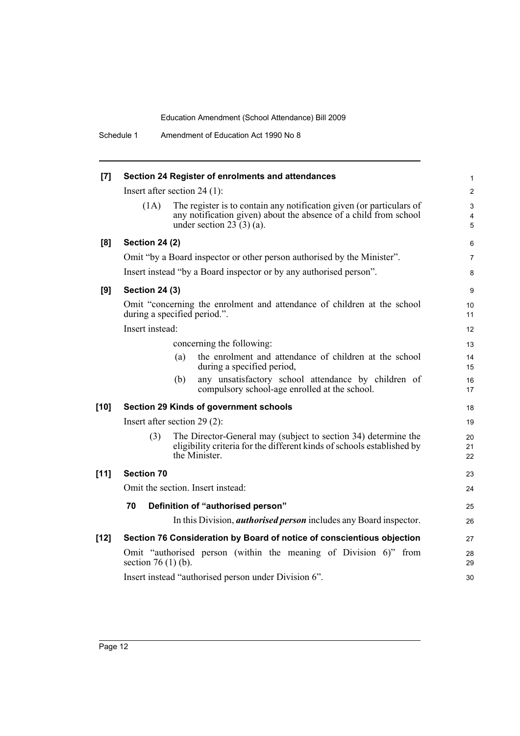**[7] Section 24 Register of enrolments and attendances**

Insert after section 24 (1):

(1A) The register is to contain any notification given (or particulars of any notification given) about the absence of a child from school under section 23 (3) (a).

**[8] Section 24 (2)**

Omit "by a Board inspector or other person authorised by the Minister".

Insert instead "by a Board inspector or by any authorised person".

**[9] Section 24 (3)**

Omit "concerning the enrolment and attendance of children at the school during a specified period.".

Insert instead:

concerning the following:

(a) the enrolment and attendance of children at the school during a specified period,

(b) any unsatisfactory school attendance by children of compulsory school-age enrolled at the school.

**[10] Section 29 Kinds of government schools**

Insert after section 29 (2):

(3) The Director-General may (subject to section 34) determine the eligibility criteria for the different kinds of schools established by the Minister.

**[11] Section 70**

Omit the section. Insert instead:

**70 Definition of "authorised person"**

In this Division, ***authorised person*** includes any Board inspector.

**[12] Section 76 Consideration by Board of notice of conscientious objection**

Omit "authorised person (within the meaning of Division 6)" from section 76 (1) (b).

Insert instead "authorised person under Division 6".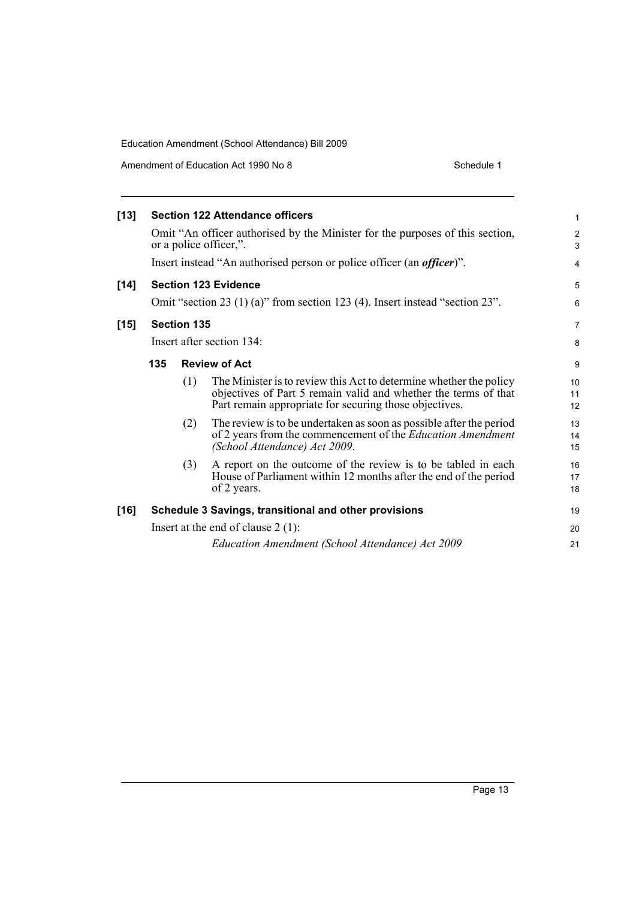**[13] Section 122 Attendance officers**

Omit "An officer authorised by the Minister for the purposes of this section, or a police officer,".

Insert instead "An authorised person or police officer (an ***officer***)".

**[14] Section 123 Evidence**

Omit "section 23 (1) (a)" from section 123 (4). Insert instead "section 23".

**[15] Section 135**

Insert after section 134:

**135 Review of Act**

(1) The Minister is to review this Act to determine whether the policy objectives of Part 5 remain valid and whether the terms of that Part remain appropriate for securing those objectives.

(2) The review is to be undertaken as soon as possible after the period of 2 years from the commencement of the *Education Amendment (School Attendance) Act 2009*.

(3) A report on the outcome of the review is to be tabled in each House of Parliament within 12 months after the end of the period of 2 years.

**[16] Schedule 3 Savings, transitional and other provisions**

Insert at the end of clause 2 (1):

*Education Amendment (School Attendance) Act 2009*